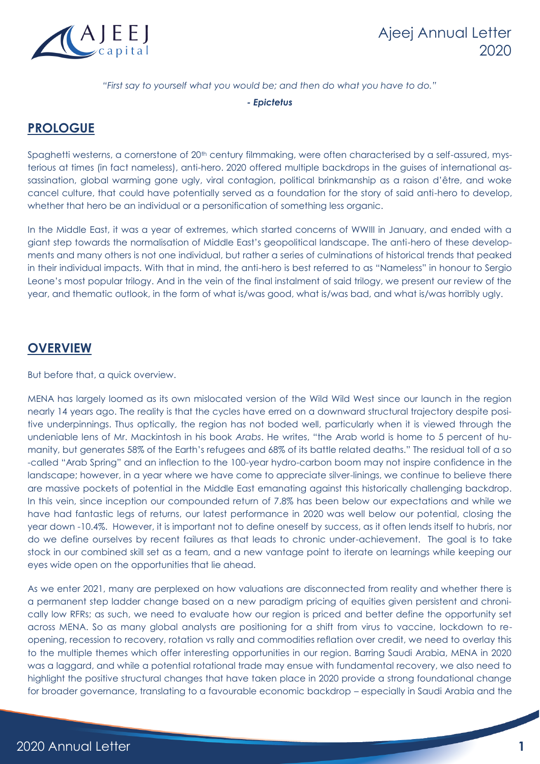*"First say to yourself what you would be; and then do what you have to do."*

***- Epictetus***

## PROLOGUE

Spaghetti westerns, a cornerstone of 20th century filmmaking, were often characterised by a self-assured, mysterious at times (in fact nameless), anti-hero. 2020 offered multiple backdrops in the guises of international assassination, global warming gone ugly, viral contagion, political brinkmanship as a raison d'être, and woke cancel culture, that could have potentially served as a foundation for the story of said anti-hero to develop, whether that hero be an individual or a personification of something less organic.

In the Middle East, it was a year of extremes, which started concerns of WWIII in January, and ended with a giant step towards the normalisation of Middle East's geopolitical landscape. The anti-hero of these developments and many others is not one individual, but rather a series of culminations of historical trends that peaked in their individual impacts. With that in mind, the anti-hero is best referred to as "Nameless" in honour to Sergio Leone's most popular trilogy. And in the vein of the final instalment of said trilogy, we present our review of the year, and thematic outlook, in the form of what is/was good, what is/was bad, and what is/was horribly ugly.

## OVERVIEW

But before that, a quick overview.

MENA has largely loomed as its own mislocated version of the Wild Wild West since our launch in the region nearly 14 years ago. The reality is that the cycles have erred on a downward structural trajectory despite positive underpinnings. Thus optically, the region has not boded well, particularly when it is viewed through the undeniable lens of Mr. Mackintosh in his book *Arabs*. He writes, "the Arab world is home to 5 percent of humanity, but generates 58% of the Earth's refugees and 68% of its battle related deaths." The residual toll of a so-called "Arab Spring" and an inflection to the 100-year hydro-carbon boom may not inspire confidence in the landscape; however, in a year where we have come to appreciate silver-linings, we continue to believe there are massive pockets of potential in the Middle East emanating against this historically challenging backdrop. In this vein, since inception our compounded return of 7.8% has been below our expectations and while we have had fantastic legs of returns, our latest performance in 2020 was well below our potential, closing the year down -10.4%. However, it is important not to define oneself by success, as it often lends itself to hubris, nor do we define ourselves by recent failures as that leads to chronic under-achievement. The goal is to take stock in our combined skill set as a team, and a new vantage point to iterate on learnings while keeping our eyes wide open on the opportunities that lie ahead.

As we enter 2021, many are perplexed on how valuations are disconnected from reality and whether there is a permanent step ladder change based on a new paradigm pricing of equities given persistent and chronically low RFRs; as such, we need to evaluate how our region is priced and better define the opportunity set across MENA. So as many global analysts are positioning for a shift from virus to vaccine, lockdown to reopening, recession to recovery, rotation vs rally and commodities reflation over credit, we need to overlay this to the multiple themes which offer interesting opportunities in our region. Barring Saudi Arabia, MENA in 2020 was a laggard, and while a potential rotational trade may ensue with fundamental recovery, we also need to highlight the positive structural changes that have taken place in 2020 provide a strong foundational change for broader governance, translating to a favourable economic backdrop – especially in Saudi Arabia and the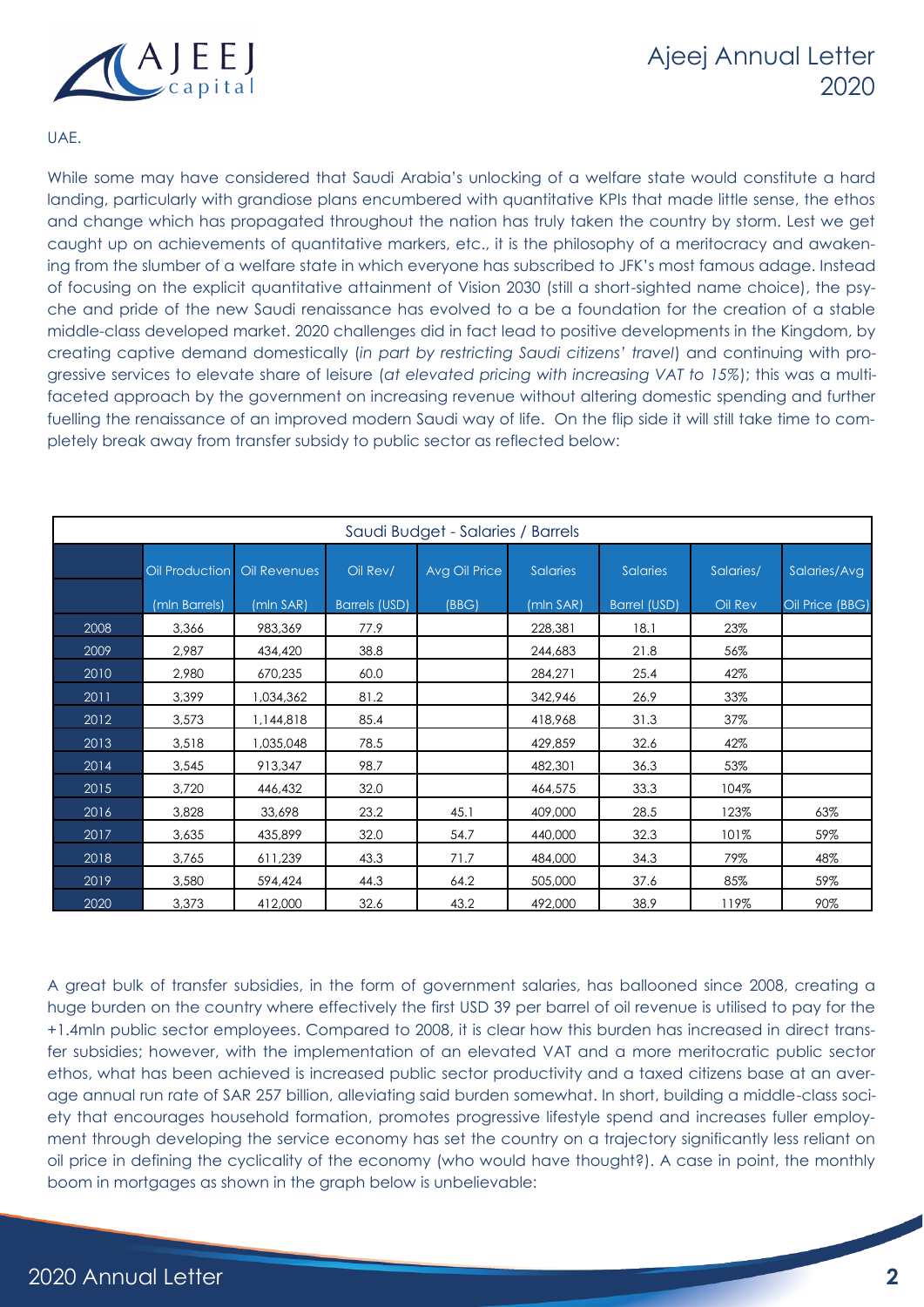UAE.

While some may have considered that Saudi Arabia's unlocking of a welfare state would constitute a hard landing, particularly with grandiose plans encumbered with quantitative KPIs that made little sense, the ethos and change which has propagated throughout the nation has truly taken the country by storm. Lest we get caught up on achievements of quantitative markers, etc., it is the philosophy of a meritocracy and awakening from the slumber of a welfare state in which everyone has subscribed to JFK's most famous adage. Instead of focusing on the explicit quantitative attainment of Vision 2030 (still a short-sighted name choice), the psyche and pride of the new Saudi renaissance has evolved to a be a foundation for the creation of a stable middle-class developed market. 2020 challenges did in fact lead to positive developments in the Kingdom, by creating captive demand domestically (*in part by restricting Saudi citizens' travel*) and continuing with progressive services to elevate share of leisure (*at elevated pricing with increasing VAT to 15%*); this was a multi-faceted approach by the government on increasing revenue without altering domestic spending and further fuelling the renaissance of an improved modern Saudi way of life. On the flip side it will still take time to completely break away from transfer subsidy to public sector as reflected below:

| Saudi Budget - Salaries / Barrels | | | | | | | | |
|---|---|---|---|---|---|---|---|---|
| | Oil Production (mln Barrels) | Oil Revenues (mln SAR) | Oil Rev/ Barrels (USD) | Avg Oil Price (BBG) | Salaries (mln SAR) | Salaries Barrel (USD) | Salaries/ Oil Rev | Salaries/Avg Oil Price (BBG) |
| 2008 | 3,366 | 983,369 | 77.9 | | 228,381 | 18.1 | 23% | |
| 2009 | 2,987 | 434,420 | 38.8 | | 244,683 | 21.8 | 56% | |
| 2010 | 2,980 | 670,235 | 60.0 | | 284,271 | 25.4 | 42% | |
| 2011 | 3,399 | 1,034,362 | 81.2 | | 342,946 | 26.9 | 33% | |
| 2012 | 3,573 | 1,144,818 | 85.4 | | 418,968 | 31.3 | 37% | |
| 2013 | 3,518 | 1,035,048 | 78.5 | | 429,859 | 32.6 | 42% | |
| 2014 | 3,545 | 913,347 | 98.7 | | 482,301 | 36.3 | 53% | |
| 2015 | 3,720 | 446,432 | 32.0 | | 464,575 | 33.3 | 104% | |
| 2016 | 3,828 | 33,698 | 23.2 | 45.1 | 409,000 | 28.5 | 123% | 63% |
| 2017 | 3,635 | 435,899 | 32.0 | 54.7 | 440,000 | 32.3 | 101% | 59% |
| 2018 | 3,765 | 611,239 | 43.3 | 71.7 | 484,000 | 34.3 | 79% | 48% |
| 2019 | 3,580 | 594,424 | 44.3 | 64.2 | 505,000 | 37.6 | 85% | 59% |
| 2020 | 3,373 | 412,000 | 32.6 | 43.2 | 492,000 | 38.9 | 119% | 90% |

A great bulk of transfer subsidies, in the form of government salaries, has ballooned since 2008, creating a huge burden on the country where effectively the first USD 39 per barrel of oil revenue is utilised to pay for the +1.4mln public sector employees. Compared to 2008, it is clear how this burden has increased in direct transfer subsidies; however, with the implementation of an elevated VAT and a more meritocratic public sector ethos, what has been achieved is increased public sector productivity and a taxed citizens base at an average annual run rate of SAR 257 billion, alleviating said burden somewhat. In short, building a middle-class society that encourages household formation, promotes progressive lifestyle spend and increases fuller employment through developing the service economy has set the country on a trajectory significantly less reliant on oil price in defining the cyclicality of the economy (who would have thought?). A case in point, the monthly boom in mortgages as shown in the graph below is unbelievable: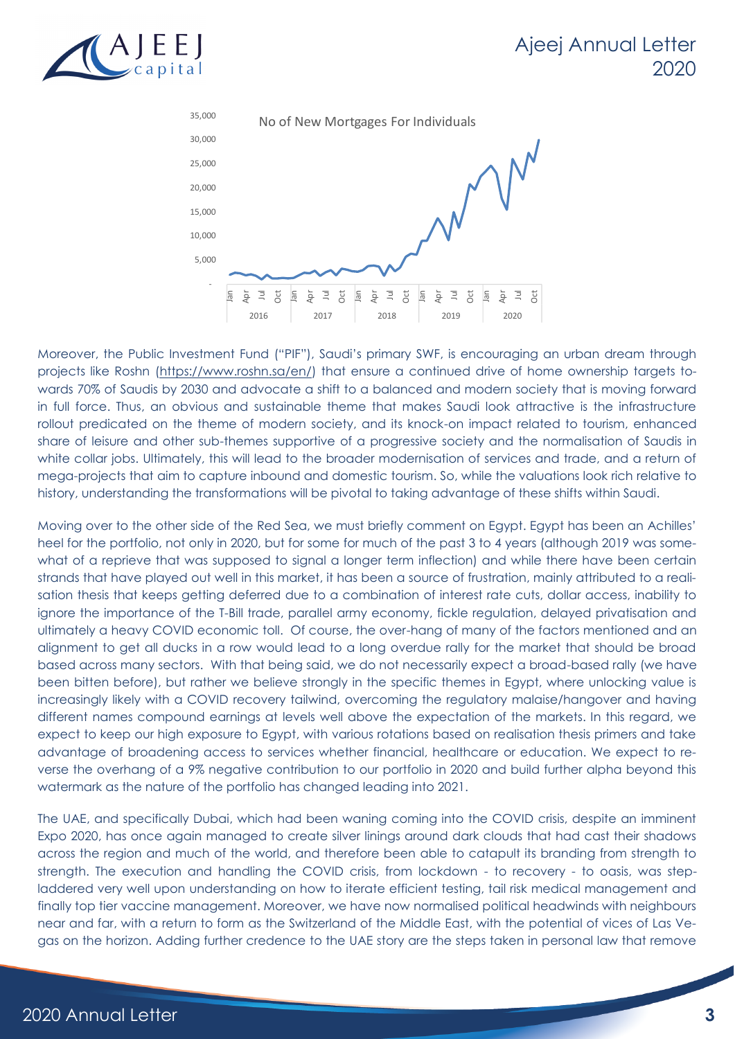No of New Mortgages For Individuals

Moreover, the Public Investment Fund ("PIF"), Saudi's primary SWF, is encouraging an urban dream through projects like Roshn (https://www.roshn.sa/en/) that ensure a continued drive of home ownership targets towards 70% of Saudis by 2030 and advocate a shift to a balanced and modern society that is moving forward in full force. Thus, an obvious and sustainable theme that makes Saudi look attractive is the infrastructure rollout predicated on the theme of modern society, and its knock-on impact related to tourism, enhanced share of leisure and other sub-themes supportive of a progressive society and the normalisation of Saudis in white collar jobs. Ultimately, this will lead to the broader modernisation of services and trade, and a return of mega-projects that aim to capture inbound and domestic tourism. So, while the valuations look rich relative to history, understanding the transformations will be pivotal to taking advantage of these shifts within Saudi.

Moving over to the other side of the Red Sea, we must briefly comment on Egypt. Egypt has been an Achilles' heel for the portfolio, not only in 2020, but for some for much of the past 3 to 4 years (although 2019 was somewhat of a reprieve that was supposed to signal a longer term inflection) and while there have been certain strands that have played out well in this market, it has been a source of frustration, mainly attributed to a realisation thesis that keeps getting deferred due to a combination of interest rate cuts, dollar access, inability to ignore the importance of the T-Bill trade, parallel army economy, fickle regulation, delayed privatisation and ultimately a heavy COVID economic toll. Of course, the over-hang of many of the factors mentioned and an alignment to get all ducks in a row would lead to a long overdue rally for the market that should be broad based across many sectors. With that being said, we do not necessarily expect a broad-based rally (we have been bitten before), but rather we believe strongly in the specific themes in Egypt, where unlocking value is increasingly likely with a COVID recovery tailwind, overcoming the regulatory malaise/hangover and having different names compound earnings at levels well above the expectation of the markets. In this regard, we expect to keep our high exposure to Egypt, with various rotations based on realisation thesis primers and take advantage of broadening access to services whether financial, healthcare or education. We expect to reverse the overhang of a 9% negative contribution to our portfolio in 2020 and build further alpha beyond this watermark as the nature of the portfolio has changed leading into 2021.

The UAE, and specifically Dubai, which had been waning coming into the COVID crisis, despite an imminent Expo 2020, has once again managed to create silver linings around dark clouds that had cast their shadows across the region and much of the world, and therefore been able to catapult its branding from strength to strength. The execution and handling the COVID crisis, from lockdown - to recovery - to oasis, was step-laddered very well upon understanding on how to iterate efficient testing, tail risk medical management and finally top tier vaccine management. Moreover, we have now normalised political headwinds with neighbours near and far, with a return to form as the Switzerland of the Middle East, with the potential of vices of Las Vegas on the horizon. Adding further credence to the UAE story are the steps taken in personal law that remove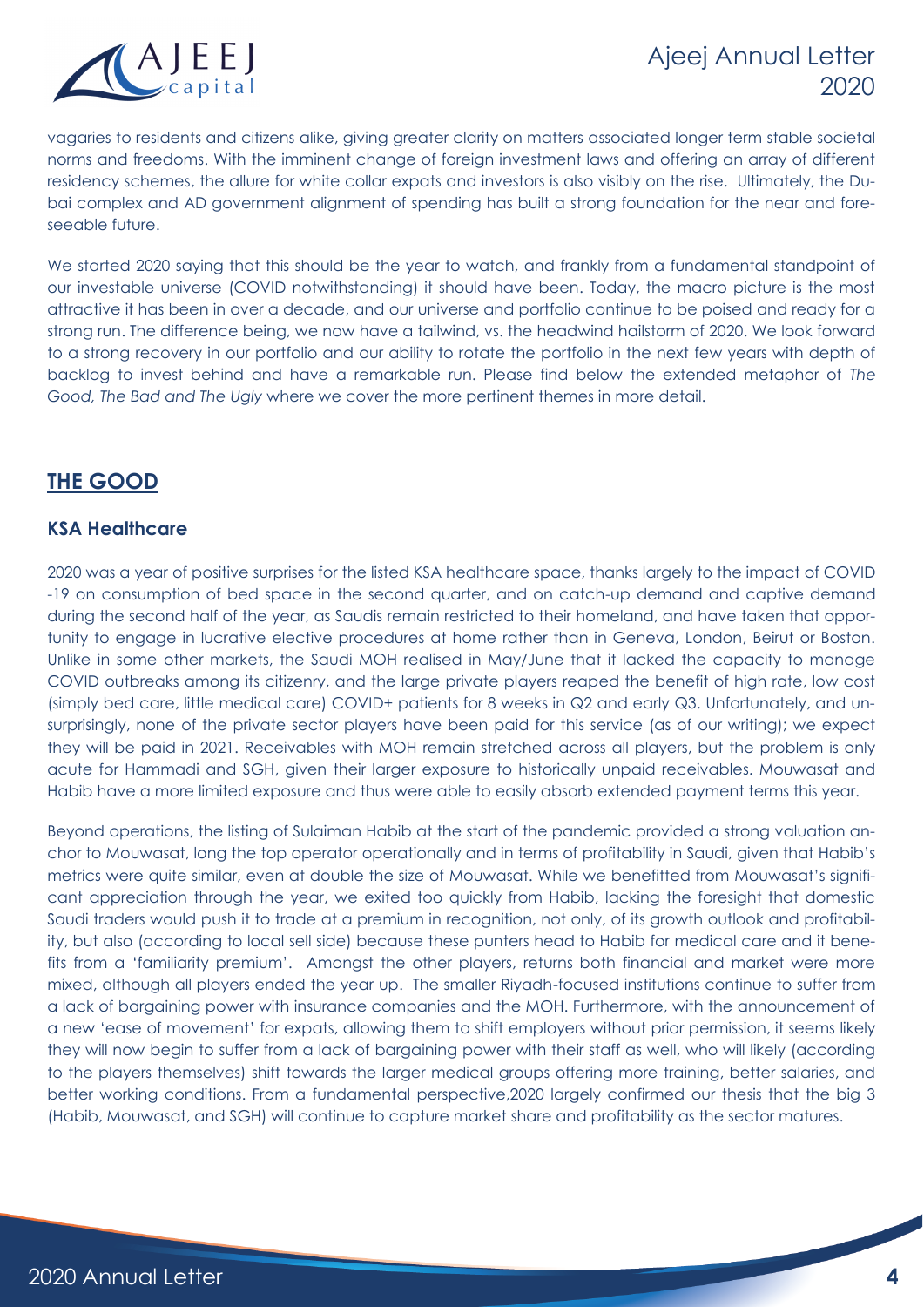vagaries to residents and citizens alike, giving greater clarity on matters associated longer term stable societal norms and freedoms. With the imminent change of foreign investment laws and offering an array of different residency schemes, the allure for white collar expats and investors is also visibly on the rise. Ultimately, the Dubai complex and AD government alignment of spending has built a strong foundation for the near and foreseeable future.

We started 2020 saying that this should be the year to watch, and frankly from a fundamental standpoint of our investable universe (COVID notwithstanding) it should have been. Today, the macro picture is the most attractive it has been in over a decade, and our universe and portfolio continue to be poised and ready for a strong run. The difference being, we now have a tailwind, vs. the headwind hailstorm of 2020. We look forward to a strong recovery in our portfolio and our ability to rotate the portfolio in the next few years with depth of backlog to invest behind and have a remarkable run. Please find below the extended metaphor of *The Good, The Bad and The Ugly* where we cover the more pertinent themes in more detail.

## THE GOOD

### KSA Healthcare

2020 was a year of positive surprises for the listed KSA healthcare space, thanks largely to the impact of COVID-19 on consumption of bed space in the second quarter, and on catch-up demand and captive demand during the second half of the year, as Saudis remain restricted to their homeland, and have taken that opportunity to engage in lucrative elective procedures at home rather than in Geneva, London, Beirut or Boston. Unlike in some other markets, the Saudi MOH realised in May/June that it lacked the capacity to manage COVID outbreaks among its citizenry, and the large private players reaped the benefit of high rate, low cost (simply bed care, little medical care) COVID+ patients for 8 weeks in Q2 and early Q3. Unfortunately, and unsurprisingly, none of the private sector players have been paid for this service (as of our writing); we expect they will be paid in 2021. Receivables with MOH remain stretched across all players, but the problem is only acute for Hammadi and SGH, given their larger exposure to historically unpaid receivables. Mouwasat and Habib have a more limited exposure and thus were able to easily absorb extended payment terms this year.

Beyond operations, the listing of Sulaiman Habib at the start of the pandemic provided a strong valuation anchor to Mouwasat, long the top operator operationally and in terms of profitability in Saudi, given that Habib's metrics were quite similar, even at double the size of Mouwasat. While we benefitted from Mouwasat's significant appreciation through the year, we exited too quickly from Habib, lacking the foresight that domestic Saudi traders would push it to trade at a premium in recognition, not only, of its growth outlook and profitability, but also (according to local sell side) because these punters head to Habib for medical care and it benefits from a 'familiarity premium'. Amongst the other players, returns both financial and market were more mixed, although all players ended the year up. The smaller Riyadh-focused institutions continue to suffer from a lack of bargaining power with insurance companies and the MOH. Furthermore, with the announcement of a new 'ease of movement' for expats, allowing them to shift employers without prior permission, it seems likely they will now begin to suffer from a lack of bargaining power with their staff as well, who will likely (according to the players themselves) shift towards the larger medical groups offering more training, better salaries, and better working conditions. From a fundamental perspective,2020 largely confirmed our thesis that the big 3 (Habib, Mouwasat, and SGH) will continue to capture market share and profitability as the sector matures.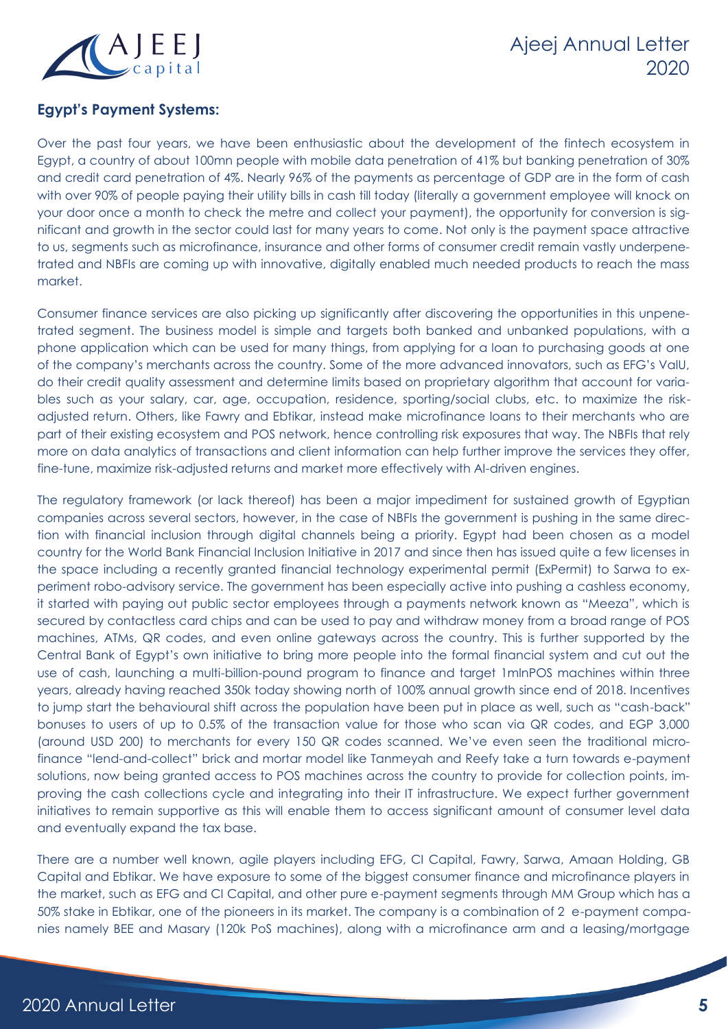**Egypt's Payment Systems:**

Over the past four years, we have been enthusiastic about the development of the fintech ecosystem in Egypt, a country of about 100mn people with mobile data penetration of 41% but banking penetration of 30% and credit card penetration of 4%. Nearly 96% of the payments as percentage of GDP are in the form of cash with over 90% of people paying their utility bills in cash till today (literally a government employee will knock on your door once a month to check the metre and collect your payment), the opportunity for conversion is significant and growth in the sector could last for many years to come. Not only is the payment space attractive to us, segments such as microfinance, insurance and other forms of consumer credit remain vastly underpenetrated and NBFIs are coming up with innovative, digitally enabled much needed products to reach the mass market.

Consumer finance services are also picking up significantly after discovering the opportunities in this unpenetrated segment. The business model is simple and targets both banked and unbanked populations, with a phone application which can be used for many things, from applying for a loan to purchasing goods at one of the company's merchants across the country. Some of the more advanced innovators, such as EFG's ValU, do their credit quality assessment and determine limits based on proprietary algorithm that account for variables such as your salary, car, age, occupation, residence, sporting/social clubs, etc. to maximize the risk-adjusted return. Others, like Fawry and Ebtikar, instead make microfinance loans to their merchants who are part of their existing ecosystem and POS network, hence controlling risk exposures that way. The NBFIs that rely more on data analytics of transactions and client information can help further improve the services they offer, fine-tune, maximize risk-adjusted returns and market more effectively with AI-driven engines.

The regulatory framework (or lack thereof) has been a major impediment for sustained growth of Egyptian companies across several sectors, however, in the case of NBFIs the government is pushing in the same direction with financial inclusion through digital channels being a priority. Egypt had been chosen as a model country for the World Bank Financial Inclusion Initiative in 2017 and since then has issued quite a few licenses in the space including a recently granted financial technology experimental permit (ExPermit) to Sarwa to experiment robo-advisory service. The government has been especially active into pushing a cashless economy, it started with paying out public sector employees through a payments network known as "Meeza", which is secured by contactless card chips and can be used to pay and withdraw money from a broad range of POS machines, ATMs, QR codes, and even online gateways across the country. This is further supported by the Central Bank of Egypt's own initiative to bring more people into the formal financial system and cut out the use of cash, launching a multi-billion-pound program to finance and target 1mlnPOS machines within three years, already having reached 350k today showing north of 100% annual growth since end of 2018. Incentives to jump start the behavioural shift across the population have been put in place as well, such as "cash-back" bonuses to users of up to 0.5% of the transaction value for those who scan via QR codes, and EGP 3,000 (around USD 200) to merchants for every 150 QR codes scanned. We've even seen the traditional microfinance "lend-and-collect" brick and mortar model like Tanmeyah and Reefy take a turn towards e-payment solutions, now being granted access to POS machines across the country to provide for collection points, improving the cash collections cycle and integrating into their IT infrastructure. We expect further government initiatives to remain supportive as this will enable them to access significant amount of consumer level data and eventually expand the tax base.

There are a number well known, agile players including EFG, CI Capital, Fawry, Sarwa, Amaan Holding, GB Capital and Ebtikar. We have exposure to some of the biggest consumer finance and microfinance players in the market, such as EFG and CI Capital, and other pure e-payment segments through MM Group which has a 50% stake in Ebtikar, one of the pioneers in its market. The company is a combination of 2 e-payment companies namely BEE and Masary (120k PoS machines), along with a microfinance arm and a leasing/mortgage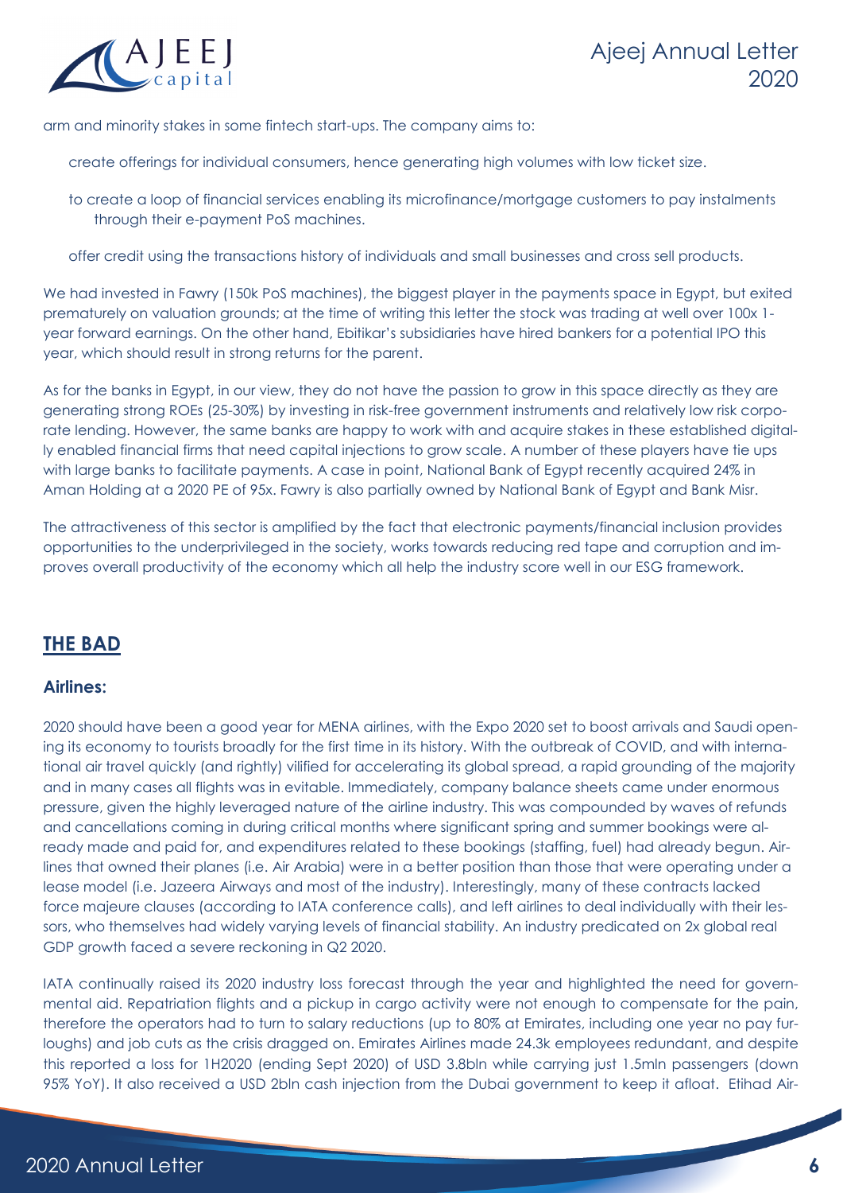arm and minority stakes in some fintech start-ups. The company aims to:

- create offerings for individual consumers, hence generating high volumes with low ticket size.
- to create a loop of financial services enabling its microfinance/mortgage customers to pay instalments through their e-payment PoS machines.
- offer credit using the transactions history of individuals and small businesses and cross sell products.

We had invested in Fawry (150k PoS machines), the biggest player in the payments space in Egypt, but exited prematurely on valuation grounds; at the time of writing this letter the stock was trading at well over 100x 1-year forward earnings. On the other hand, Ebitikar's subsidiaries have hired bankers for a potential IPO this year, which should result in strong returns for the parent.

As for the banks in Egypt, in our view, they do not have the passion to grow in this space directly as they are generating strong ROEs (25-30%) by investing in risk-free government instruments and relatively low risk corporate lending. However, the same banks are happy to work with and acquire stakes in these established digitally enabled financial firms that need capital injections to grow scale. A number of these players have tie ups with large banks to facilitate payments. A case in point, National Bank of Egypt recently acquired 24% in Aman Holding at a 2020 PE of 95x. Fawry is also partially owned by National Bank of Egypt and Bank Misr.

The attractiveness of this sector is amplified by the fact that electronic payments/financial inclusion provides opportunities to the underprivileged in the society, works towards reducing red tape and corruption and improves overall productivity of the economy which all help the industry score well in our ESG framework.

## THE BAD

### Airlines:

2020 should have been a good year for MENA airlines, with the Expo 2020 set to boost arrivals and Saudi opening its economy to tourists broadly for the first time in its history. With the outbreak of COVID, and with international air travel quickly (and rightly) vilified for accelerating its global spread, a rapid grounding of the majority and in many cases all flights was in evitable. Immediately, company balance sheets came under enormous pressure, given the highly leveraged nature of the airline industry. This was compounded by waves of refunds and cancellations coming in during critical months where significant spring and summer bookings were already made and paid for, and expenditures related to these bookings (staffing, fuel) had already begun. Airlines that owned their planes (i.e. Air Arabia) were in a better position than those that were operating under a lease model (i.e. Jazeera Airways and most of the industry). Interestingly, many of these contracts lacked force majeure clauses (according to IATA conference calls), and left airlines to deal individually with their lessors, who themselves had widely varying levels of financial stability. An industry predicated on 2x global real GDP growth faced a severe reckoning in Q2 2020.

IATA continually raised its 2020 industry loss forecast through the year and highlighted the need for governmental aid. Repatriation flights and a pickup in cargo activity were not enough to compensate for the pain, therefore the operators had to turn to salary reductions (up to 80% at Emirates, including one year no pay furloughs) and job cuts as the crisis dragged on. Emirates Airlines made 24.3k employees redundant, and despite this reported a loss for 1H2020 (ending Sept 2020) of USD 3.8bln while carrying just 1.5mln passengers (down 95% YoY). It also received a USD 2bln cash injection from the Dubai government to keep it afloat. Etihad Air-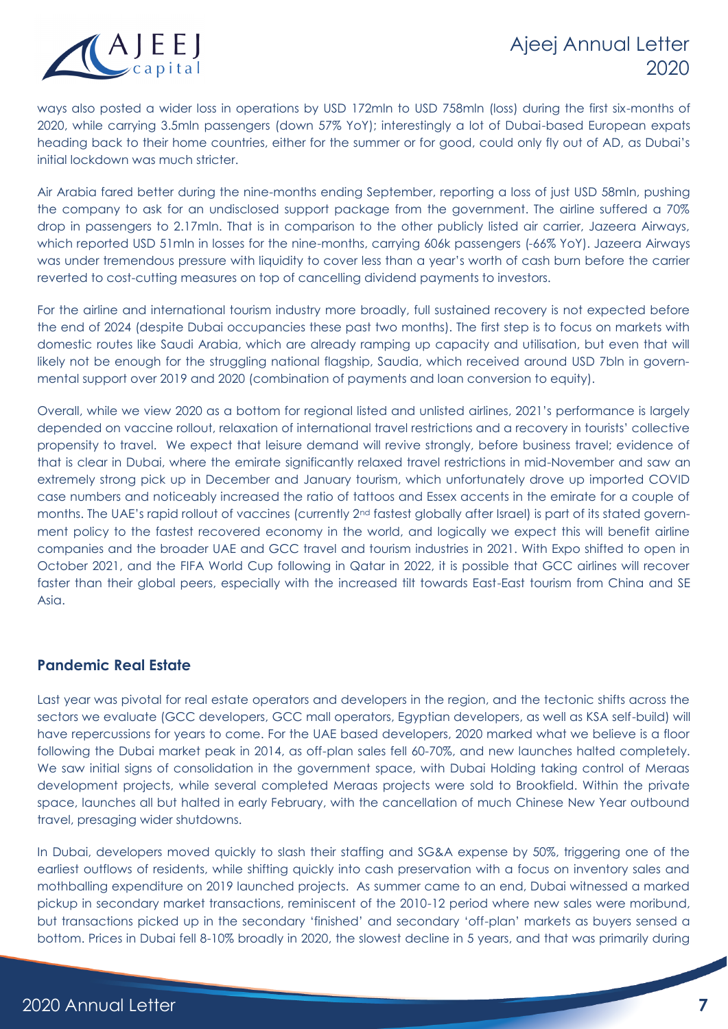ways also posted a wider loss in operations by USD 172mln to USD 758mln (loss) during the first six-months of 2020, while carrying 3.5mln passengers (down 57% YoY); interestingly a lot of Dubai-based European expats heading back to their home countries, either for the summer or for good, could only fly out of AD, as Dubai's initial lockdown was much stricter.

Air Arabia fared better during the nine-months ending September, reporting a loss of just USD 58mln, pushing the company to ask for an undisclosed support package from the government. The airline suffered a 70% drop in passengers to 2.17mln. That is in comparison to the other publicly listed air carrier, Jazeera Airways, which reported USD 51mln in losses for the nine-months, carrying 606k passengers (-66% YoY). Jazeera Airways was under tremendous pressure with liquidity to cover less than a year's worth of cash burn before the carrier reverted to cost-cutting measures on top of cancelling dividend payments to investors.

For the airline and international tourism industry more broadly, full sustained recovery is not expected before the end of 2024 (despite Dubai occupancies these past two months). The first step is to focus on markets with domestic routes like Saudi Arabia, which are already ramping up capacity and utilisation, but even that will likely not be enough for the struggling national flagship, Saudia, which received around USD 7bln in governmental support over 2019 and 2020 (combination of payments and loan conversion to equity).

Overall, while we view 2020 as a bottom for regional listed and unlisted airlines, 2021's performance is largely depended on vaccine rollout, relaxation of international travel restrictions and a recovery in tourists' collective propensity to travel. We expect that leisure demand will revive strongly, before business travel; evidence of that is clear in Dubai, where the emirate significantly relaxed travel restrictions in mid-November and saw an extremely strong pick up in December and January tourism, which unfortunately drove up imported COVID case numbers and noticeably increased the ratio of tattoos and Essex accents in the emirate for a couple of months. The UAE's rapid rollout of vaccines (currently 2nd fastest globally after Israel) is part of its stated government policy to the fastest recovered economy in the world, and logically we expect this will benefit airline companies and the broader UAE and GCC travel and tourism industries in 2021. With Expo shifted to open in October 2021, and the FIFA World Cup following in Qatar in 2022, it is possible that GCC airlines will recover faster than their global peers, especially with the increased tilt towards East-East tourism from China and SE Asia.

## Pandemic Real Estate

Last year was pivotal for real estate operators and developers in the region, and the tectonic shifts across the sectors we evaluate (GCC developers, GCC mall operators, Egyptian developers, as well as KSA self-build) will have repercussions for years to come. For the UAE based developers, 2020 marked what we believe is a floor following the Dubai market peak in 2014, as off-plan sales fell 60-70%, and new launches halted completely. We saw initial signs of consolidation in the government space, with Dubai Holding taking control of Meraas development projects, while several completed Meraas projects were sold to Brookfield. Within the private space, launches all but halted in early February, with the cancellation of much Chinese New Year outbound travel, presaging wider shutdowns.

In Dubai, developers moved quickly to slash their staffing and SG&A expense by 50%, triggering one of the earliest outflows of residents, while shifting quickly into cash preservation with a focus on inventory sales and mothballing expenditure on 2019 launched projects. As summer came to an end, Dubai witnessed a marked pickup in secondary market transactions, reminiscent of the 2010-12 period where new sales were moribund, but transactions picked up in the secondary 'finished' and secondary 'off-plan' markets as buyers sensed a bottom. Prices in Dubai fell 8-10% broadly in 2020, the slowest decline in 5 years, and that was primarily during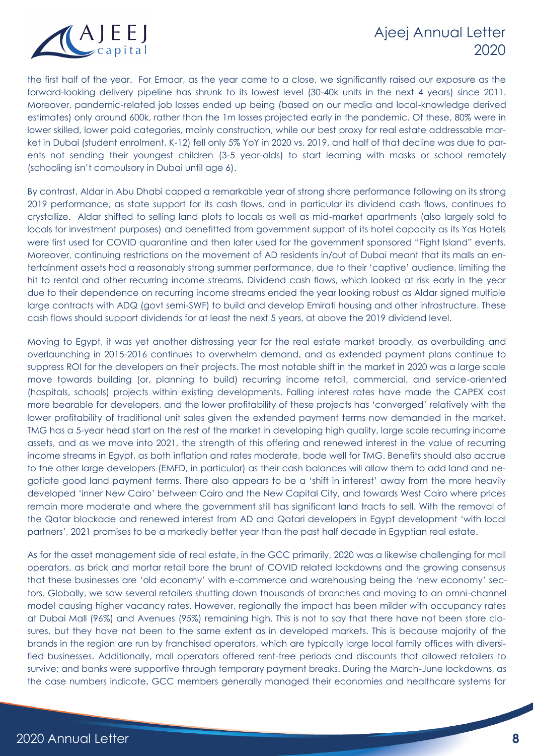the first half of the year. For Emaar, as the year came to a close, we significantly raised our exposure as the forward-looking delivery pipeline has shrunk to its lowest level (30-40k units in the next 4 years) since 2011. Moreover, pandemic-related job losses ended up being (based on our media and local-knowledge derived estimates) only around 600k, rather than the 1m losses projected early in the pandemic. Of these, 80% were in lower skilled, lower paid categories, mainly construction, while our best proxy for real estate addressable market in Dubai (student enrolment, K-12) fell only 5% YoY in 2020 vs. 2019, and half of that decline was due to parents not sending their youngest children (3-5 year-olds) to start learning with masks or school remotely (schooling isn't compulsory in Dubai until age 6).

By contrast, Aldar in Abu Dhabi capped a remarkable year of strong share performance following on its strong 2019 performance, as state support for its cash flows, and in particular its dividend cash flows, continues to crystallize. Aldar shifted to selling land plots to locals as well as mid-market apartments (also largely sold to locals for investment purposes) and benefitted from government support of its hotel capacity as its Yas Hotels were first used for COVID quarantine and then later used for the government sponsored "Fight Island" events. Moreover, continuing restrictions on the movement of AD residents in/out of Dubai meant that its malls an entertainment assets had a reasonably strong summer performance, due to their 'captive' audience, limiting the hit to rental and other recurring income streams. Dividend cash flows, which looked at risk early in the year due to their dependence on recurring income streams ended the year looking robust as Aldar signed multiple large contracts with ADQ (govt semi-SWF) to build and develop Emirati housing and other infrastructure. These cash flows should support dividends for at least the next 5 years, at above the 2019 dividend level.

Moving to Egypt, it was yet another distressing year for the real estate market broadly, as overbuilding and overlaunching in 2015-2016 continues to overwhelm demand, and as extended payment plans continue to suppress ROI for the developers on their projects. The most notable shift in the market in 2020 was a large scale move towards building (or, planning to build) recurring income retail, commercial, and service-oriented (hospitals, schools) projects within existing developments. Falling interest rates have made the CAPEX cost more bearable for developers, and the lower profitability of these projects has 'converged' relatively with the lower profitability of traditional unit sales given the extended payment terms now demanded in the market. TMG has a 5-year head start on the rest of the market in developing high quality, large scale recurring income assets, and as we move into 2021, the strength of this offering and renewed interest in the value of recurring income streams in Egypt, as both inflation and rates moderate, bode well for TMG. Benefits should also accrue to the other large developers (EMFD, in particular) as their cash balances will allow them to add land and negotiate good land payment terms. There also appears to be a 'shift in interest' away from the more heavily developed 'inner New Cairo' between Cairo and the New Capital City, and towards West Cairo where prices remain more moderate and where the government still has significant land tracts to sell. With the removal of the Qatar blockade and renewed interest from AD and Qatari developers in Egypt development 'with local partners', 2021 promises to be a markedly better year than the past half decade in Egyptian real estate.

As for the asset management side of real estate, in the GCC primarily, 2020 was a likewise challenging for mall operators, as brick and mortar retail bore the brunt of COVID related lockdowns and the growing consensus that these businesses are 'old economy' with e-commerce and warehousing being the 'new economy' sectors. Globally, we saw several retailers shutting down thousands of branches and moving to an omni-channel model causing higher vacancy rates. However, regionally the impact has been milder with occupancy rates at Dubai Mall (96%) and Avenues (95%) remaining high. This is not to say that there have not been store closures, but they have not been to the same extent as in developed markets. This is because majority of the brands in the region are run by franchised operators, which are typically large local family offices with diversified businesses. Additionally, mall operators offered rent-free periods and discounts that allowed retailers to survive; and banks were supportive through temporary payment breaks. During the March-June lockdowns, as the case numbers indicate, GCC members generally managed their economies and healthcare systems far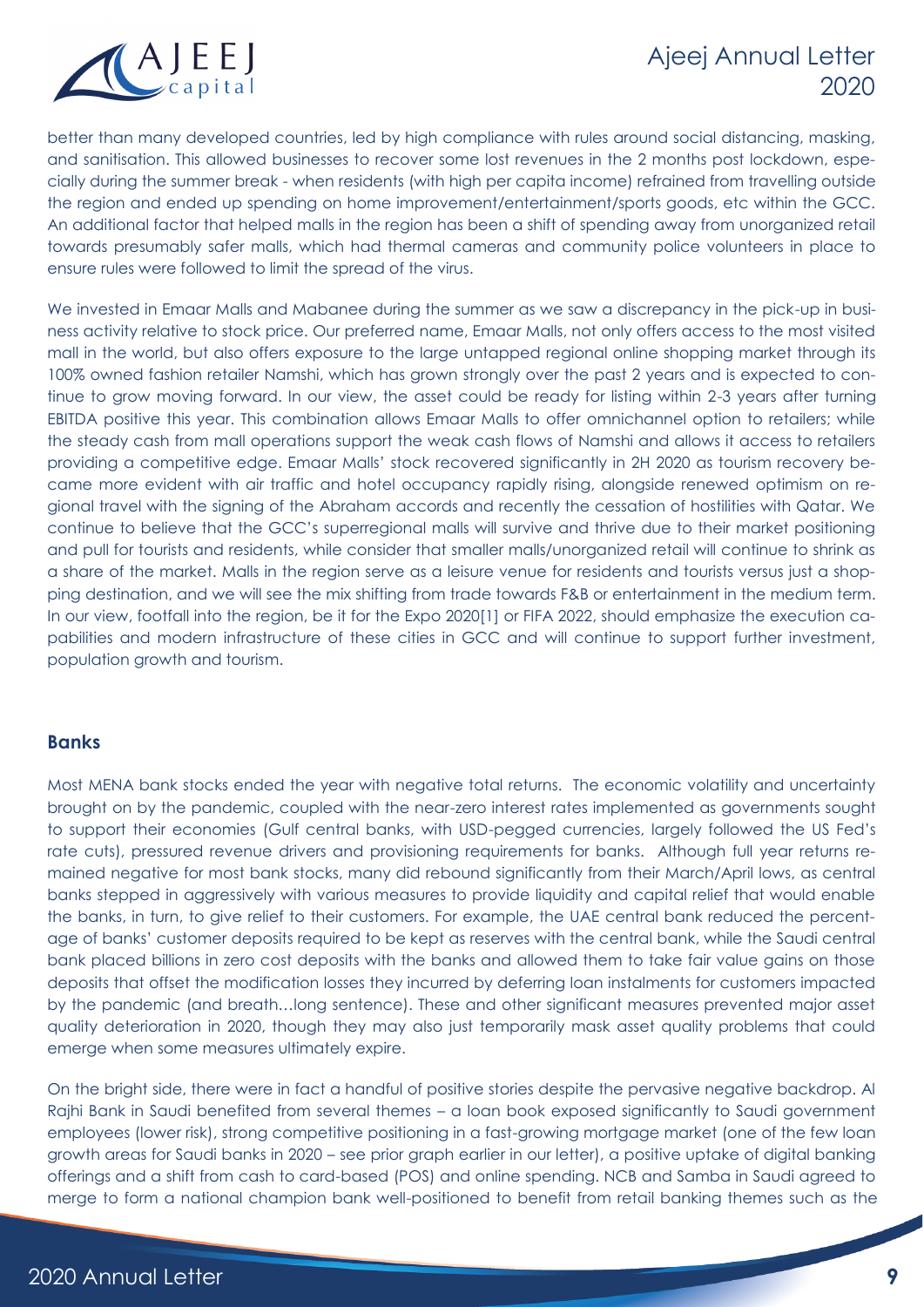better than many developed countries, led by high compliance with rules around social distancing, masking, and sanitisation. This allowed businesses to recover some lost revenues in the 2 months post lockdown, especially during the summer break - when residents (with high per capita income) refrained from travelling outside the region and ended up spending on home improvement/entertainment/sports goods, etc within the GCC. An additional factor that helped malls in the region has been a shift of spending away from unorganized retail towards presumably safer malls, which had thermal cameras and community police volunteers in place to ensure rules were followed to limit the spread of the virus.

We invested in Emaar Malls and Mabanee during the summer as we saw a discrepancy in the pick-up in business activity relative to stock price. Our preferred name, Emaar Malls, not only offers access to the most visited mall in the world, but also offers exposure to the large untapped regional online shopping market through its 100% owned fashion retailer Namshi, which has grown strongly over the past 2 years and is expected to continue to grow moving forward. In our view, the asset could be ready for listing within 2-3 years after turning EBITDA positive this year. This combination allows Emaar Malls to offer omnichannel option to retailers; while the steady cash from mall operations support the weak cash flows of Namshi and allows it access to retailers providing a competitive edge. Emaar Malls' stock recovered significantly in 2H 2020 as tourism recovery became more evident with air traffic and hotel occupancy rapidly rising, alongside renewed optimism on regional travel with the signing of the Abraham accords and recently the cessation of hostilities with Qatar. We continue to believe that the GCC's superregional malls will survive and thrive due to their market positioning and pull for tourists and residents, while consider that smaller malls/unorganized retail will continue to shrink as a share of the market. Malls in the region serve as a leisure venue for residents and tourists versus just a shopping destination, and we will see the mix shifting from trade towards F&B or entertainment in the medium term. In our view, footfall into the region, be it for the Expo 2020[1] or FIFA 2022, should emphasize the execution capabilities and modern infrastructure of these cities in GCC and will continue to support further investment, population growth and tourism.

## Banks

Most MENA bank stocks ended the year with negative total returns. The economic volatility and uncertainty brought on by the pandemic, coupled with the near-zero interest rates implemented as governments sought to support their economies (Gulf central banks, with USD-pegged currencies, largely followed the US Fed's rate cuts), pressured revenue drivers and provisioning requirements for banks. Although full year returns remained negative for most bank stocks, many did rebound significantly from their March/April lows, as central banks stepped in aggressively with various measures to provide liquidity and capital relief that would enable the banks, in turn, to give relief to their customers. For example, the UAE central bank reduced the percentage of banks' customer deposits required to be kept as reserves with the central bank, while the Saudi central bank placed billions in zero cost deposits with the banks and allowed them to take fair value gains on those deposits that offset the modification losses they incurred by deferring loan instalments for customers impacted by the pandemic (and breath…long sentence). These and other significant measures prevented major asset quality deterioration in 2020, though they may also just temporarily mask asset quality problems that could emerge when some measures ultimately expire.

On the bright side, there were in fact a handful of positive stories despite the pervasive negative backdrop. Al Rajhi Bank in Saudi benefited from several themes – a loan book exposed significantly to Saudi government employees (lower risk), strong competitive positioning in a fast-growing mortgage market (one of the few loan growth areas for Saudi banks in 2020 – see prior graph earlier in our letter), a positive uptake of digital banking offerings and a shift from cash to card-based (POS) and online spending. NCB and Samba in Saudi agreed to merge to form a national champion bank well-positioned to benefit from retail banking themes such as the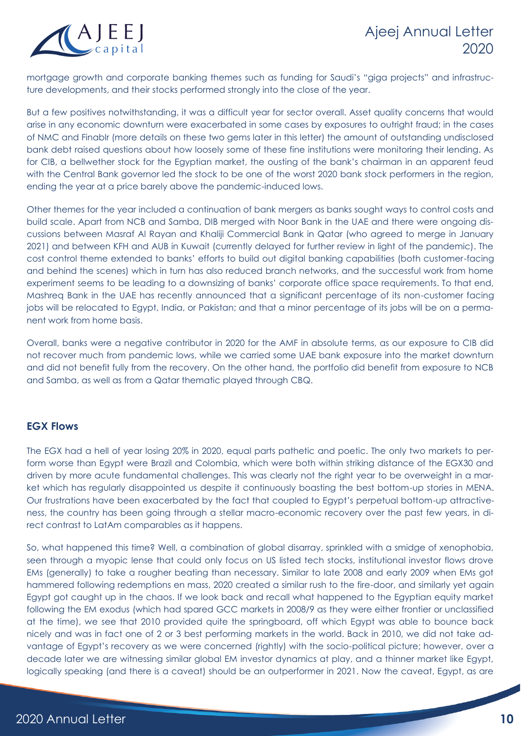mortgage growth and corporate banking themes such as funding for Saudi's "giga projects" and infrastructure developments, and their stocks performed strongly into the close of the year.

But a few positives notwithstanding, it was a difficult year for sector overall. Asset quality concerns that would arise in any economic downturn were exacerbated in some cases by exposures to outright fraud; in the cases of NMC and Finablr (more details on these two gems later in this letter) the amount of outstanding undisclosed bank debt raised questions about how loosely some of these fine institutions were monitoring their lending. As for CIB, a bellwether stock for the Egyptian market, the ousting of the bank's chairman in an apparent feud with the Central Bank governor led the stock to be one of the worst 2020 bank stock performers in the region, ending the year at a price barely above the pandemic-induced lows.

Other themes for the year included a continuation of bank mergers as banks sought ways to control costs and build scale. Apart from NCB and Samba, DIB merged with Noor Bank in the UAE and there were ongoing discussions between Masraf Al Rayan and Khaliji Commercial Bank in Qatar (who agreed to merge in January 2021) and between KFH and AUB in Kuwait (currently delayed for further review in light of the pandemic). The cost control theme extended to banks' efforts to build out digital banking capabilities (both customer-facing and behind the scenes) which in turn has also reduced branch networks, and the successful work from home experiment seems to be leading to a downsizing of banks' corporate office space requirements. To that end, Mashreq Bank in the UAE has recently announced that a significant percentage of its non-customer facing jobs will be relocated to Egypt, India, or Pakistan; and that a minor percentage of its jobs will be on a permanent work from home basis.

Overall, banks were a negative contributor in 2020 for the AMF in absolute terms, as our exposure to CIB did not recover much from pandemic lows, while we carried some UAE bank exposure into the market downturn and did not benefit fully from the recovery. On the other hand, the portfolio did benefit from exposure to NCB and Samba, as well as from a Qatar thematic played through CBQ.

### EGX Flows

The EGX had a hell of year losing 20% in 2020, equal parts pathetic and poetic. The only two markets to perform worse than Egypt were Brazil and Colombia, which were both within striking distance of the EGX30 and driven by more acute fundamental challenges. This was clearly not the right year to be overweight in a market which has regularly disappointed us despite it continuously boasting the best bottom-up stories in MENA. Our frustrations have been exacerbated by the fact that coupled to Egypt's perpetual bottom-up attractiveness, the country has been going through a stellar macro-economic recovery over the past few years, in direct contrast to LatAm comparables as it happens.

So, what happened this time? Well, a combination of global disarray, sprinkled with a smidge of xenophobia, seen through a myopic lense that could only focus on US listed tech stocks, institutional investor flows drove EMs (generally) to take a rougher beating than necessary. Similar to late 2008 and early 2009 when EMs got hammered following redemptions en mass, 2020 created a similar rush to the fire-door, and similarly yet again Egypt got caught up in the chaos. If we look back and recall what happened to the Egyptian equity market following the EM exodus (which had spared GCC markets in 2008/9 as they were either frontier or unclassified at the time), we see that 2010 provided quite the springboard, off which Egypt was able to bounce back nicely and was in fact one of 2 or 3 best performing markets in the world. Back in 2010, we did not take advantage of Egypt's recovery as we were concerned (rightly) with the socio-political picture; however, over a decade later we are witnessing similar global EM investor dynamics at play, and a thinner market like Egypt, logically speaking (and there is a caveat) should be an outperformer in 2021. Now the caveat, Egypt, as are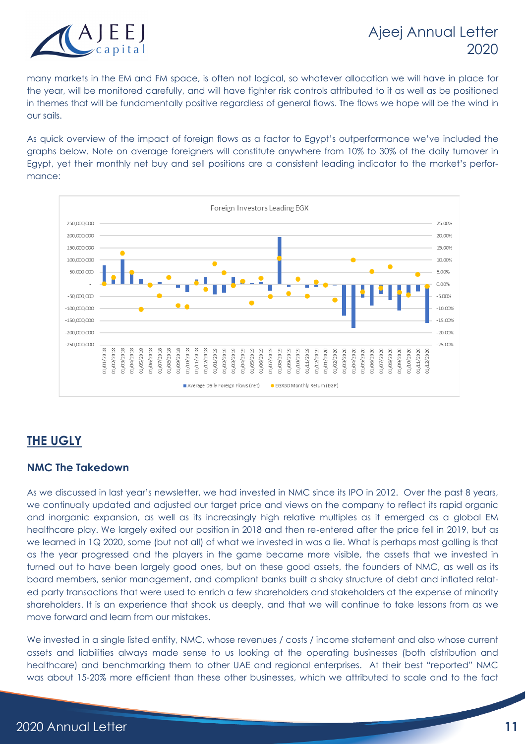many markets in the EM and FM space, is often not logical, so whatever allocation we will have in place for the year, will be monitored carefully, and will have tighter risk controls attributed to it as well as be positioned in themes that will be fundamentally positive regardless of general flows. The flows we hope will be the wind in our sails.

As quick overview of the impact of foreign flows as a factor to Egypt's outperformance we've included the graphs below. Note on average foreigners will constitute anywhere from 10% to 30% of the daily turnover in Egypt, yet their monthly net buy and sell positions are a consistent leading indicator to the market's performance:

## THE UGLY

### NMC The Takedown

As we discussed in last year's newsletter, we had invested in NMC since its IPO in 2012. Over the past 8 years, we continually updated and adjusted our target price and views on the company to reflect its rapid organic and inorganic expansion, as well as its increasingly high relative multiples as it emerged as a global EM healthcare play. We largely exited our position in 2018 and then re-entered after the price fell in 2019, but as we learned in 1Q 2020, some (but not all) of what we invested in was a lie. What is perhaps most galling is that as the year progressed and the players in the game became more visible, the assets that we invested in turned out to have been largely good ones, but on these good assets, the founders of NMC, as well as its board members, senior management, and compliant banks built a shaky structure of debt and inflated related party transactions that were used to enrich a few shareholders and stakeholders at the expense of minority shareholders. It is an experience that shook us deeply, and that we will continue to take lessons from as we move forward and learn from our mistakes.

We invested in a single listed entity, NMC, whose revenues / costs / income statement and also whose current assets and liabilities always made sense to us looking at the operating businesses (both distribution and healthcare) and benchmarking them to other UAE and regional enterprises. At their best "reported" NMC was about 15-20% more efficient than these other businesses, which we attributed to scale and to the fact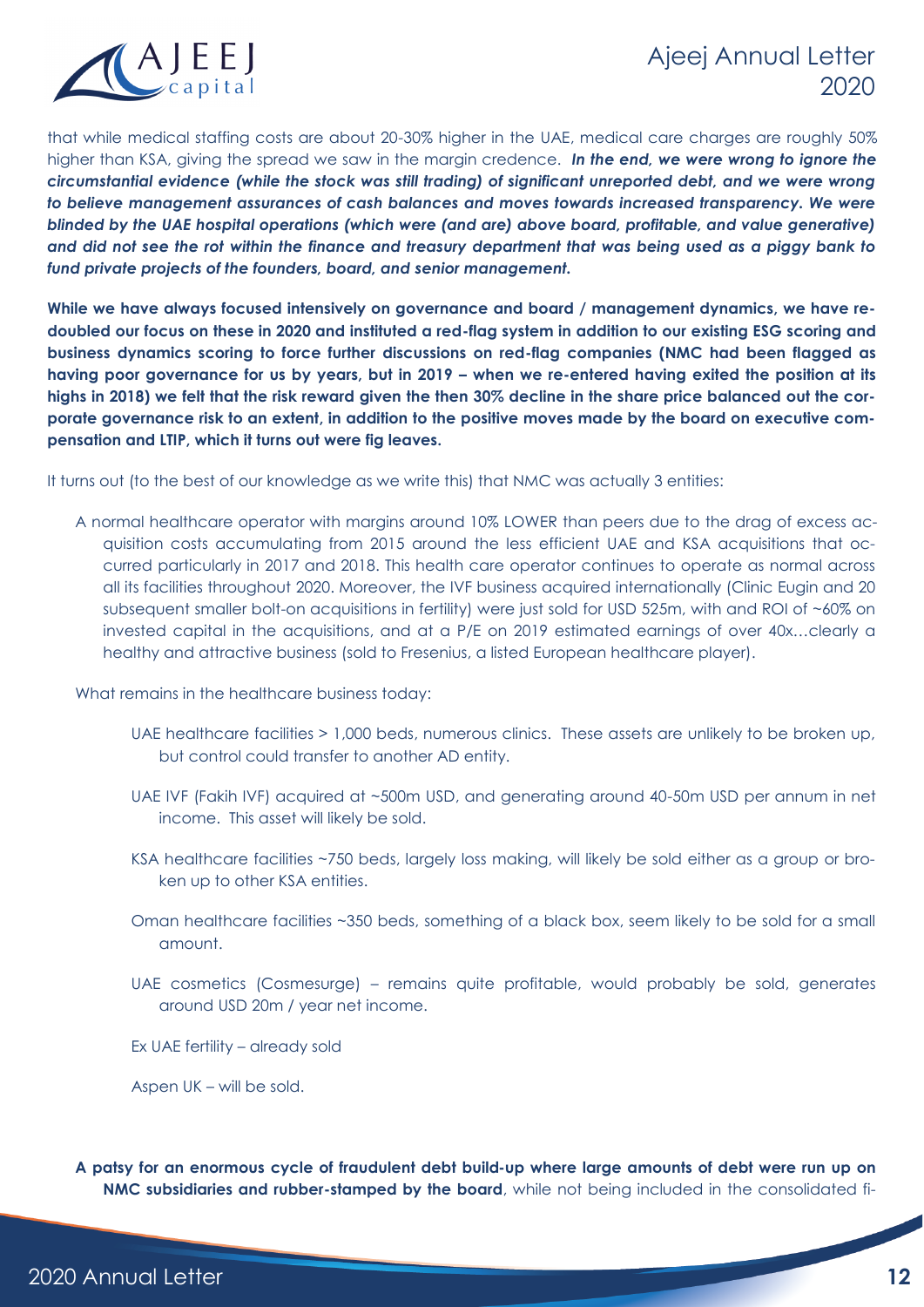that while medical staffing costs are about 20-30% higher in the UAE, medical care charges are roughly 50% higher than KSA, giving the spread we saw in the margin credence. ***In the end, we were wrong to ignore the circumstantial evidence (while the stock was still trading) of significant unreported debt, and we were wrong to believe management assurances of cash balances and moves towards increased transparency. We were blinded by the UAE hospital operations (which were (and are) above board, profitable, and value generative) and did not see the rot within the finance and treasury department that was being used as a piggy bank to fund private projects of the founders, board, and senior management.***

**While we have always focused intensively on governance and board / management dynamics, we have re-doubled our focus on these in 2020 and instituted a red-flag system in addition to our existing ESG scoring and business dynamics scoring to force further discussions on red-flag companies (NMC had been flagged as having poor governance for us by years, but in 2019 – when we re-entered having exited the position at its highs in 2018) we felt that the risk reward given the then 30% decline in the share price balanced out the corporate governance risk to an extent, in addition to the positive moves made by the board on executive compensation and LTIP, which it turns out were fig leaves.**

It turns out (to the best of our knowledge as we write this) that NMC was actually 3 entities:

A normal healthcare operator with margins around 10% LOWER than peers due to the drag of excess acquisition costs accumulating from 2015 around the less efficient UAE and KSA acquisitions that occurred particularly in 2017 and 2018. This health care operator continues to operate as normal across all its facilities throughout 2020. Moreover, the IVF business acquired internationally (Clinic Eugin and 20 subsequent smaller bolt-on acquisitions in fertility) were just sold for USD 525m, with and ROI of ~60% on invested capital in the acquisitions, and at a P/E on 2019 estimated earnings of over 40x…clearly a healthy and attractive business (sold to Fresenius, a listed European healthcare player).

What remains in the healthcare business today:

- UAE healthcare facilities > 1,000 beds, numerous clinics. These assets are unlikely to be broken up, but control could transfer to another AD entity.
- UAE IVF (Fakih IVF) acquired at ~500m USD, and generating around 40-50m USD per annum in net income. This asset will likely be sold.
- KSA healthcare facilities ~750 beds, largely loss making, will likely be sold either as a group or broken up to other KSA entities.
- Oman healthcare facilities ~350 beds, something of a black box, seem likely to be sold for a small amount.
- UAE cosmetics (Cosmesurge) – remains quite profitable, would probably be sold, generates around USD 20m / year net income.
- Ex UAE fertility – already sold
- Aspen UK – will be sold.

**A patsy for an enormous cycle of fraudulent debt build-up where large amounts of debt were run up on NMC subsidiaries and rubber-stamped by the board**, while not being included in the consolidated fi-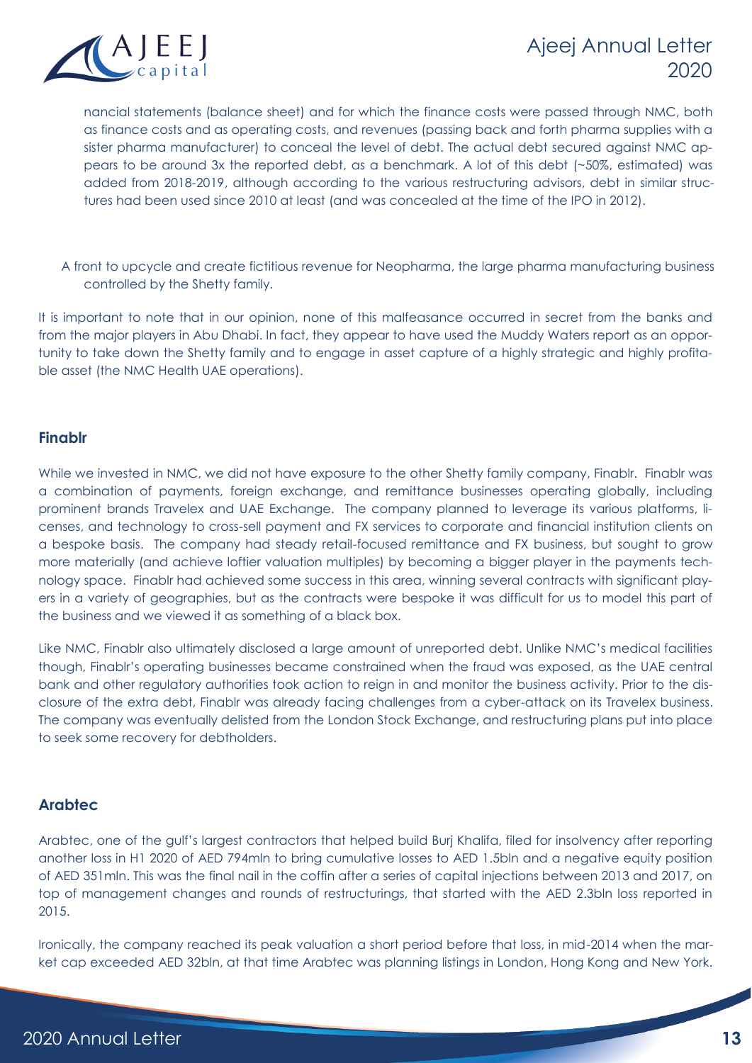nancial statements (balance sheet) and for which the finance costs were passed through NMC, both as finance costs and as operating costs, and revenues (passing back and forth pharma supplies with a sister pharma manufacturer) to conceal the level of debt. The actual debt secured against NMC appears to be around 3x the reported debt, as a benchmark. A lot of this debt (~50%, estimated) was added from 2018-2019, although according to the various restructuring advisors, debt in similar structures had been used since 2010 at least (and was concealed at the time of the IPO in 2012).

A front to upcycle and create fictitious revenue for Neopharma, the large pharma manufacturing business controlled by the Shetty family.

It is important to note that in our opinion, none of this malfeasance occurred in secret from the banks and from the major players in Abu Dhabi. In fact, they appear to have used the Muddy Waters report as an opportunity to take down the Shetty family and to engage in asset capture of a highly strategic and highly profitable asset (the NMC Health UAE operations).

### Finablr

While we invested in NMC, we did not have exposure to the other Shetty family company, Finablr. Finablr was a combination of payments, foreign exchange, and remittance businesses operating globally, including prominent brands Travelex and UAE Exchange. The company planned to leverage its various platforms, licenses, and technology to cross-sell payment and FX services to corporate and financial institution clients on a bespoke basis. The company had steady retail-focused remittance and FX business, but sought to grow more materially (and achieve loftier valuation multiples) by becoming a bigger player in the payments technology space. Finablr had achieved some success in this area, winning several contracts with significant players in a variety of geographies, but as the contracts were bespoke it was difficult for us to model this part of the business and we viewed it as something of a black box.

Like NMC, Finablr also ultimately disclosed a large amount of unreported debt. Unlike NMC's medical facilities though, Finablr's operating businesses became constrained when the fraud was exposed, as the UAE central bank and other regulatory authorities took action to reign in and monitor the business activity. Prior to the disclosure of the extra debt, Finablr was already facing challenges from a cyber-attack on its Travelex business. The company was eventually delisted from the London Stock Exchange, and restructuring plans put into place to seek some recovery for debtholders.

### Arabtec

Arabtec, one of the gulf's largest contractors that helped build Burj Khalifa, filed for insolvency after reporting another loss in H1 2020 of AED 794mln to bring cumulative losses to AED 1.5bln and a negative equity position of AED 351mln. This was the final nail in the coffin after a series of capital injections between 2013 and 2017, on top of management changes and rounds of restructurings, that started with the AED 2.3bln loss reported in 2015.

Ironically, the company reached its peak valuation a short period before that loss, in mid-2014 when the market cap exceeded AED 32bln, at that time Arabtec was planning listings in London, Hong Kong and New York.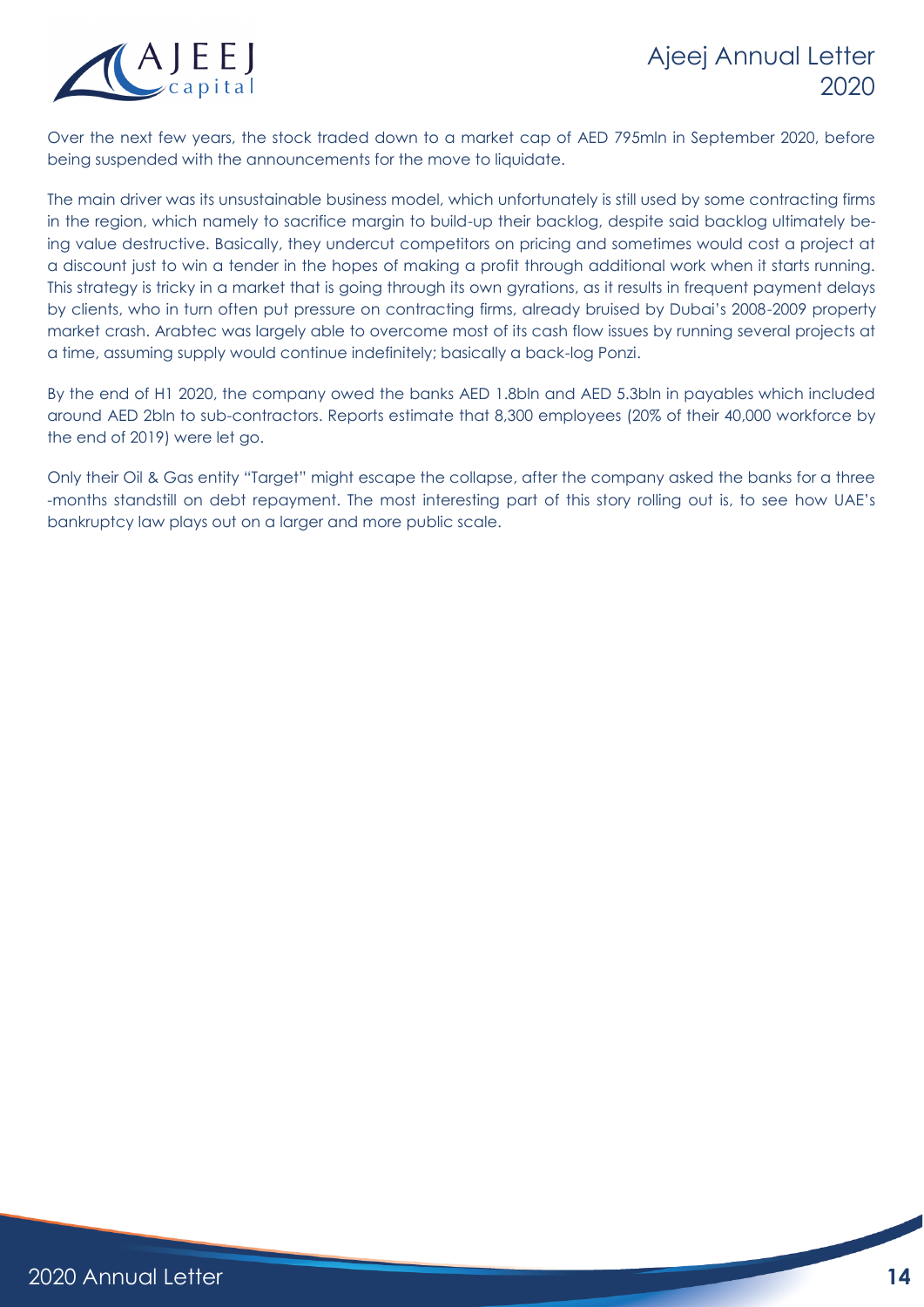Over the next few years, the stock traded down to a market cap of AED 795mln in September 2020, before being suspended with the announcements for the move to liquidate.

The main driver was its unsustainable business model, which unfortunately is still used by some contracting firms in the region, which namely to sacrifice margin to build-up their backlog, despite said backlog ultimately being value destructive. Basically, they undercut competitors on pricing and sometimes would cost a project at a discount just to win a tender in the hopes of making a profit through additional work when it starts running. This strategy is tricky in a market that is going through its own gyrations, as it results in frequent payment delays by clients, who in turn often put pressure on contracting firms, already bruised by Dubai's 2008-2009 property market crash. Arabtec was largely able to overcome most of its cash flow issues by running several projects at a time, assuming supply would continue indefinitely; basically a back-log Ponzi.

By the end of H1 2020, the company owed the banks AED 1.8bln and AED 5.3bln in payables which included around AED 2bln to sub-contractors. Reports estimate that 8,300 employees (20% of their 40,000 workforce by the end of 2019) were let go.

Only their Oil & Gas entity "Target" might escape the collapse, after the company asked the banks for a three-months standstill on debt repayment. The most interesting part of this story rolling out is, to see how UAE's bankruptcy law plays out on a larger and more public scale.